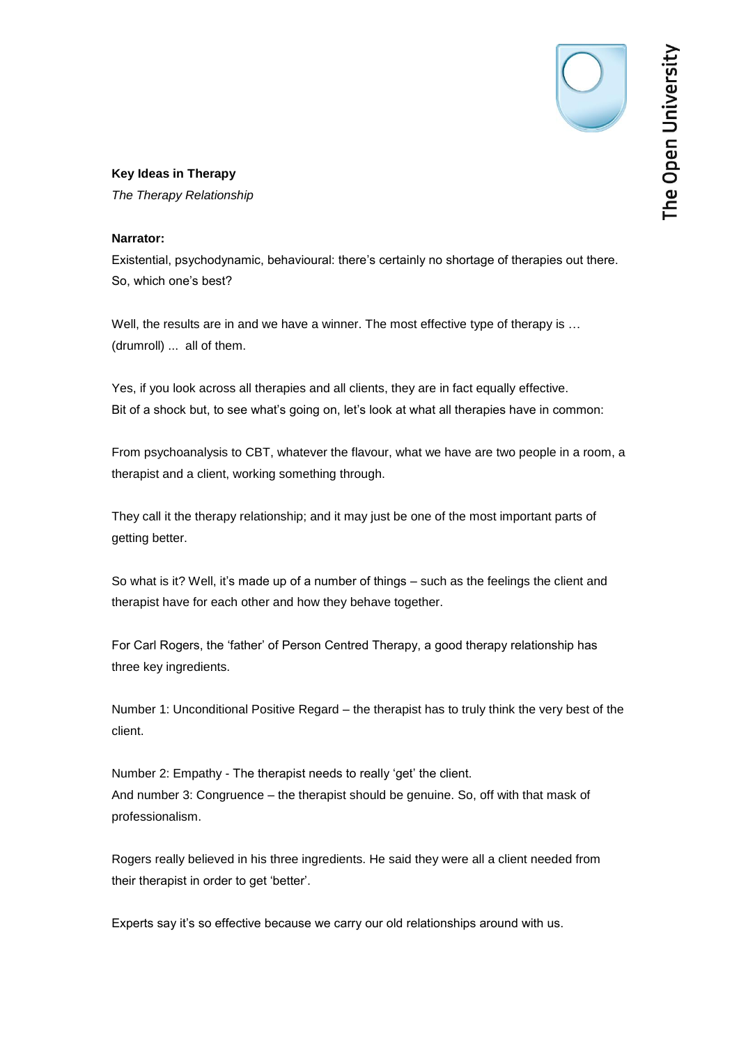**Key Ideas in Therapy**

*The Therapy Relationship*

**Narrator:**

Existential, psychodynamic, behavioural: there's certainly no shortage of therapies out there. So, which one's best?

Well, the results are in and we have a winner. The most effective type of therapy is … (drumroll) ... all of them.

Yes, if you look across all therapies and all clients, they are in fact equally effective. Bit of a shock but, to see what's going on, let's look at what all therapies have in common:

From psychoanalysis to CBT, whatever the flavour, what we have are two people in a room, a therapist and a client, working something through.

They call it the therapy relationship; and it may just be one of the most important parts of getting better.

So what is it? Well, it's made up of a number of things – such as the feelings the client and therapist have for each other and how they behave together.

For Carl Rogers, the 'father' of Person Centred Therapy, a good therapy relationship has three key ingredients.

Number 1: Unconditional Positive Regard – the therapist has to truly think the very best of the client.

Number 2: Empathy - The therapist needs to really 'get' the client.
And number 3: Congruence – the therapist should be genuine. So, off with that mask of professionalism.

Rogers really believed in his three ingredients. He said they were all a client needed from their therapist in order to get 'better'.

Experts say it's so effective because we carry our old relationships around with us.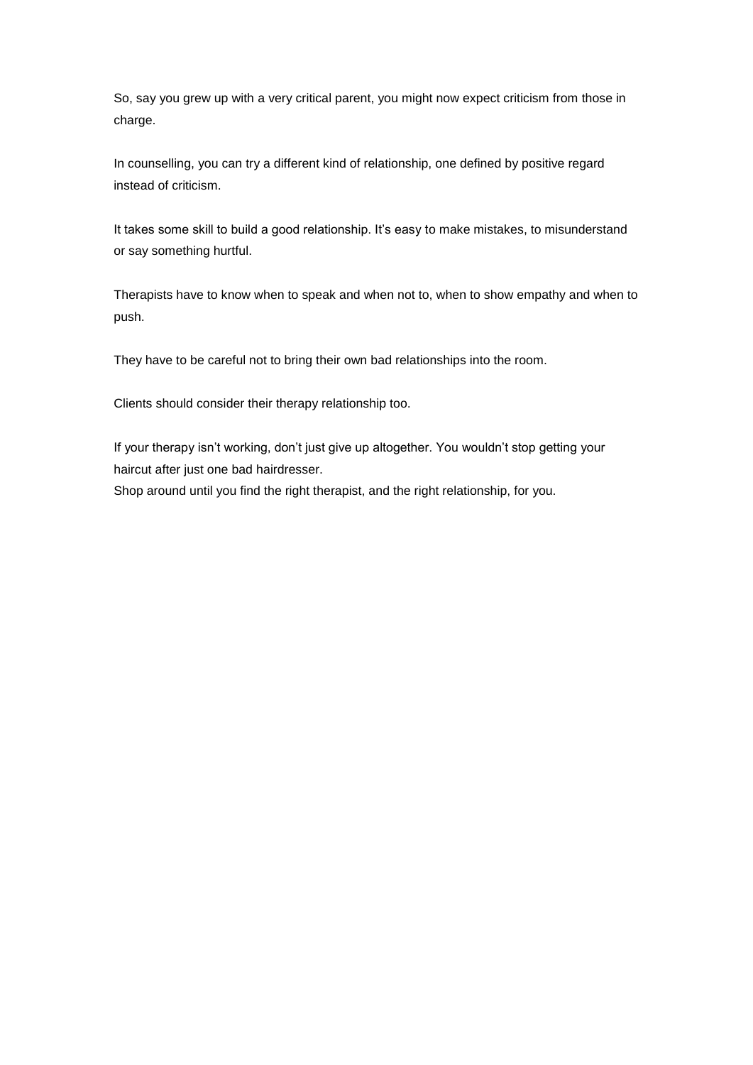So, say you grew up with a very critical parent, you might now expect criticism from those in charge.

In counselling, you can try a different kind of relationship, one defined by positive regard instead of criticism.

It takes some skill to build a good relationship. It's easy to make mistakes, to misunderstand or say something hurtful.

Therapists have to know when to speak and when not to, when to show empathy and when to push.

They have to be careful not to bring their own bad relationships into the room.

Clients should consider their therapy relationship too.

If your therapy isn't working, don't just give up altogether. You wouldn't stop getting your haircut after just one bad hairdresser.
Shop around until you find the right therapist, and the right relationship, for you.